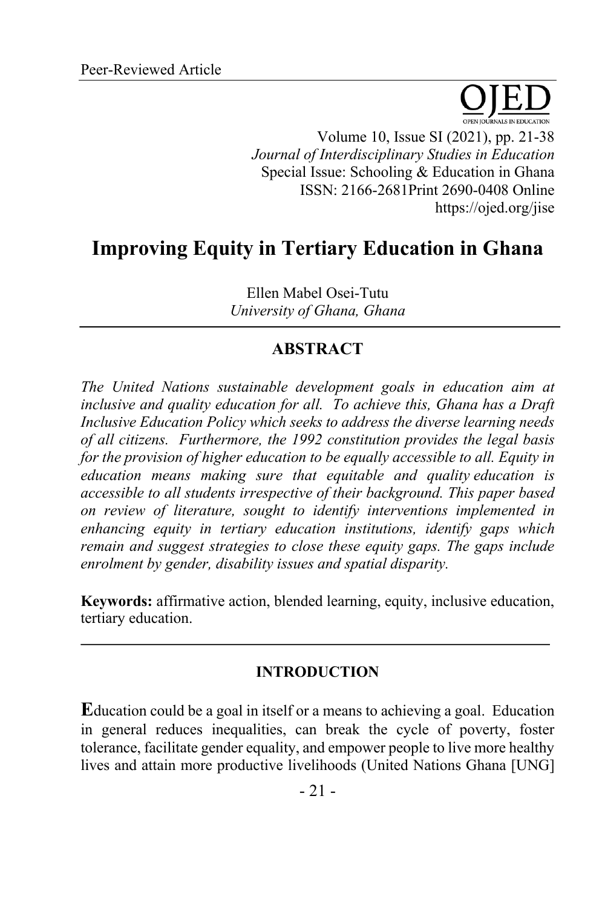Peer-Reviewed Article

# Improving Equity in Tertiary Education in Ghana

Ellen Mabel Osei-Tutu
*University of Ghana, Ghana*

## ABSTRACT

*The United Nations sustainable development goals in education aim at inclusive and quality education for all. To achieve this, Ghana has a Draft Inclusive Education Policy which seeks to address the diverse learning needs of all citizens. Furthermore, the 1992 constitution provides the legal basis for the provision of higher education to be equally accessible to all. Equity in education means making sure that equitable and quality education is accessible to all students irrespective of their background. This paper based on review of literature, sought to identify interventions implemented in enhancing equity in tertiary education institutions, identify gaps which remain and suggest strategies to close these equity gaps. The gaps include enrolment by gender, disability issues and spatial disparity.*

**Keywords:** affirmative action, blended learning, equity, inclusive education, tertiary education.

## INTRODUCTION

**E**ducation could be a goal in itself or a means to achieving a goal. Education in general reduces inequalities, can break the cycle of poverty, foster tolerance, facilitate gender equality, and empower people to live more healthy lives and attain more productive livelihoods (United Nations Ghana [UNG]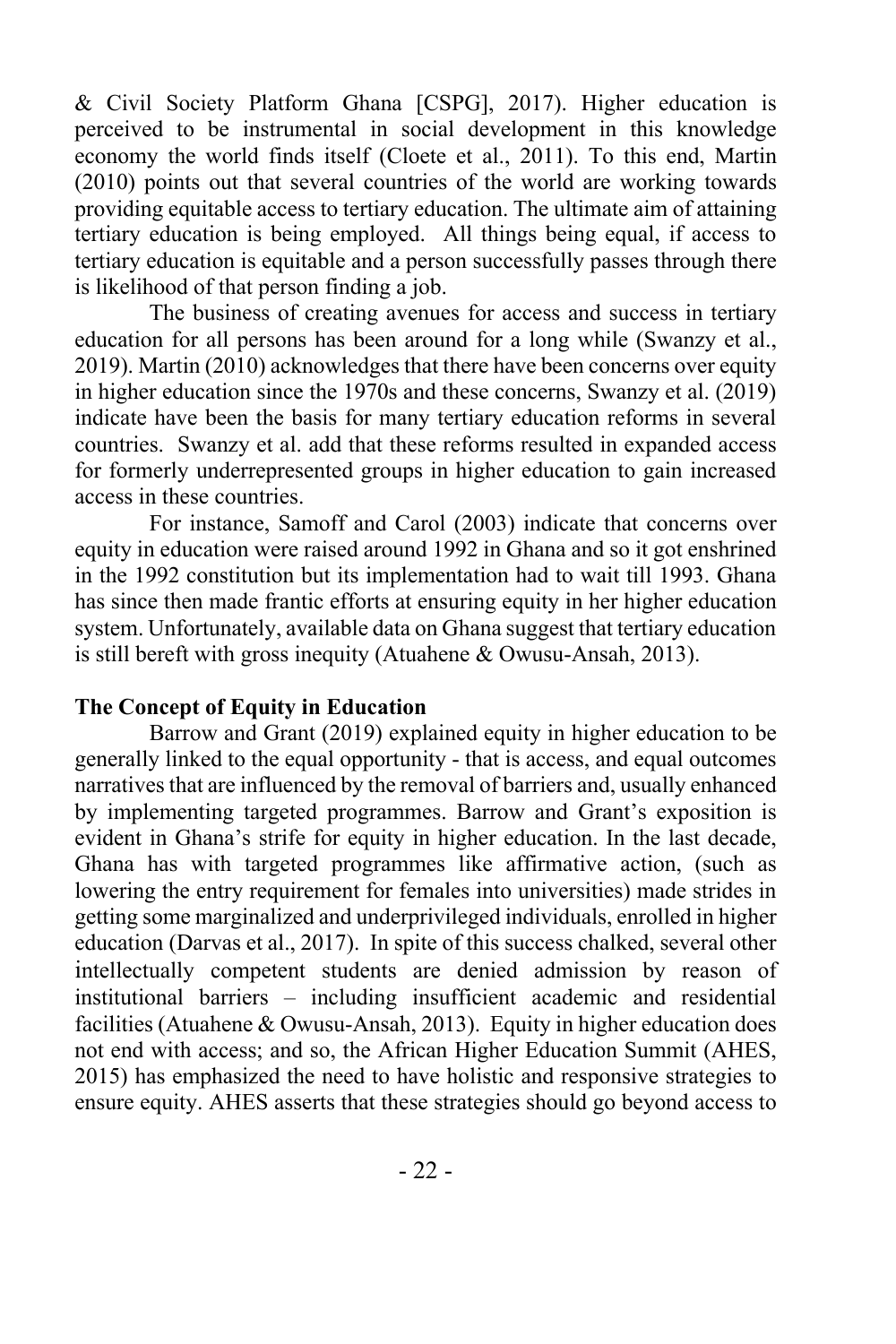& Civil Society Platform Ghana [CSPG], 2017). Higher education is perceived to be instrumental in social development in this knowledge economy the world finds itself (Cloete et al., 2011). To this end, Martin (2010) points out that several countries of the world are working towards providing equitable access to tertiary education. The ultimate aim of attaining tertiary education is being employed. All things being equal, if access to tertiary education is equitable and a person successfully passes through there is likelihood of that person finding a job.

The business of creating avenues for access and success in tertiary education for all persons has been around for a long while (Swanzy et al., 2019). Martin (2010) acknowledges that there have been concerns over equity in higher education since the 1970s and these concerns, Swanzy et al. (2019) indicate have been the basis for many tertiary education reforms in several countries. Swanzy et al. add that these reforms resulted in expanded access for formerly underrepresented groups in higher education to gain increased access in these countries.

For instance, Samoff and Carol (2003) indicate that concerns over equity in education were raised around 1992 in Ghana and so it got enshrined in the 1992 constitution but its implementation had to wait till 1993. Ghana has since then made frantic efforts at ensuring equity in her higher education system. Unfortunately, available data on Ghana suggest that tertiary education is still bereft with gross inequity (Atuahene & Owusu-Ansah, 2013).

**The Concept of Equity in Education**

Barrow and Grant (2019) explained equity in higher education to be generally linked to the equal opportunity - that is access, and equal outcomes narratives that are influenced by the removal of barriers and, usually enhanced by implementing targeted programmes. Barrow and Grant's exposition is evident in Ghana's strife for equity in higher education. In the last decade, Ghana has with targeted programmes like affirmative action, (such as lowering the entry requirement for females into universities) made strides in getting some marginalized and underprivileged individuals, enrolled in higher education (Darvas et al., 2017). In spite of this success chalked, several other intellectually competent students are denied admission by reason of institutional barriers – including insufficient academic and residential facilities (Atuahene & Owusu-Ansah, 2013). Equity in higher education does not end with access; and so, the African Higher Education Summit (AHES, 2015) has emphasized the need to have holistic and responsive strategies to ensure equity. AHES asserts that these strategies should go beyond access to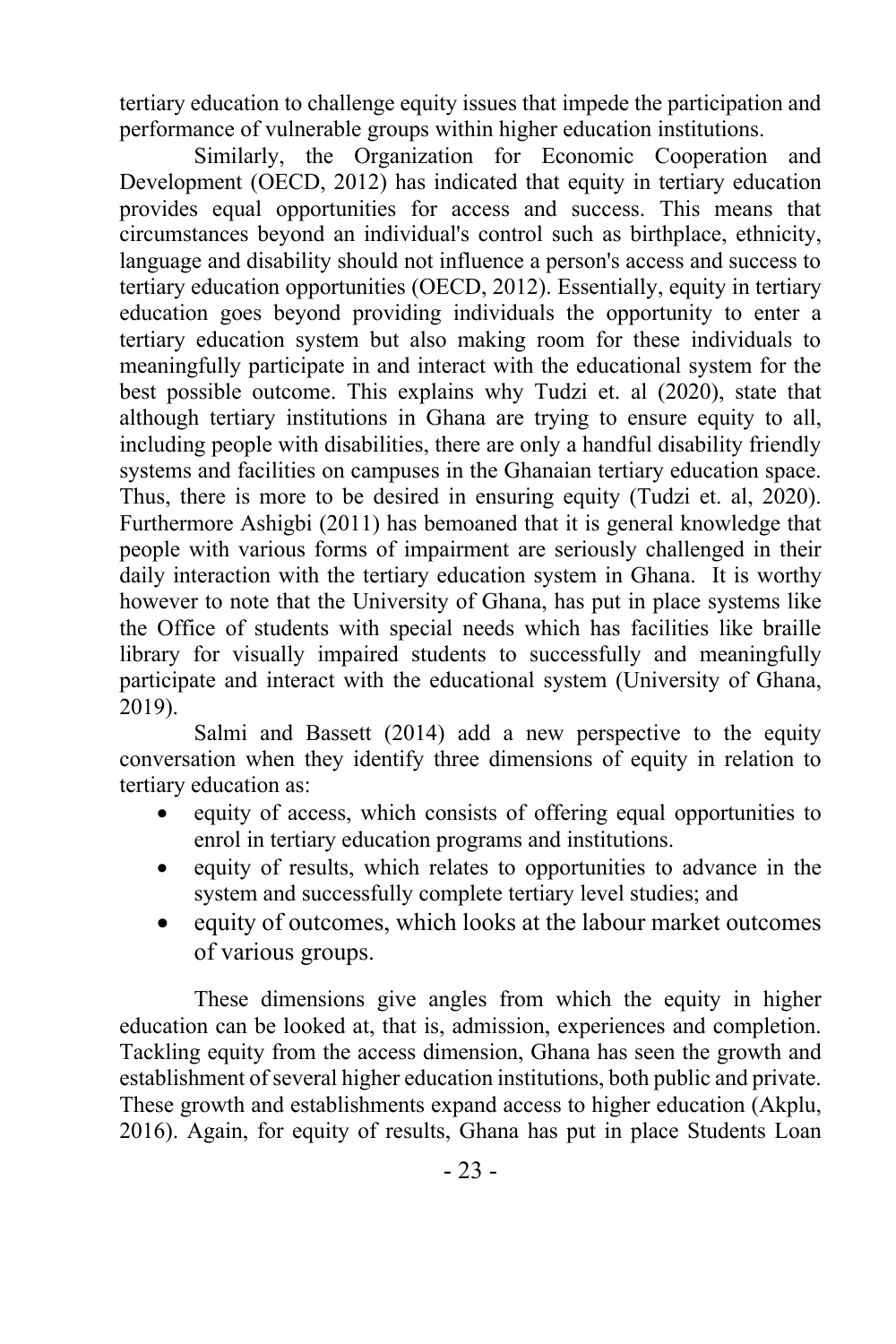tertiary education to challenge equity issues that impede the participation and performance of vulnerable groups within higher education institutions.

Similarly, the Organization for Economic Cooperation and Development (OECD, 2012) has indicated that equity in tertiary education provides equal opportunities for access and success. This means that circumstances beyond an individual's control such as birthplace, ethnicity, language and disability should not influence a person's access and success to tertiary education opportunities (OECD, 2012). Essentially, equity in tertiary education goes beyond providing individuals the opportunity to enter a tertiary education system but also making room for these individuals to meaningfully participate in and interact with the educational system for the best possible outcome. This explains why Tudzi et. al (2020), state that although tertiary institutions in Ghana are trying to ensure equity to all, including people with disabilities, there are only a handful disability friendly systems and facilities on campuses in the Ghanaian tertiary education space. Thus, there is more to be desired in ensuring equity (Tudzi et. al, 2020). Furthermore Ashigbi (2011) has bemoaned that it is general knowledge that people with various forms of impairment are seriously challenged in their daily interaction with the tertiary education system in Ghana. It is worthy however to note that the University of Ghana, has put in place systems like the Office of students with special needs which has facilities like braille library for visually impaired students to successfully and meaningfully participate and interact with the educational system (University of Ghana, 2019).

Salmi and Bassett (2014) add a new perspective to the equity conversation when they identify three dimensions of equity in relation to tertiary education as:

- equity of access, which consists of offering equal opportunities to enrol in tertiary education programs and institutions.
- equity of results, which relates to opportunities to advance in the system and successfully complete tertiary level studies; and
- equity of outcomes, which looks at the labour market outcomes of various groups.

These dimensions give angles from which the equity in higher education can be looked at, that is, admission, experiences and completion. Tackling equity from the access dimension, Ghana has seen the growth and establishment of several higher education institutions, both public and private. These growth and establishments expand access to higher education (Akplu, 2016). Again, for equity of results, Ghana has put in place Students Loan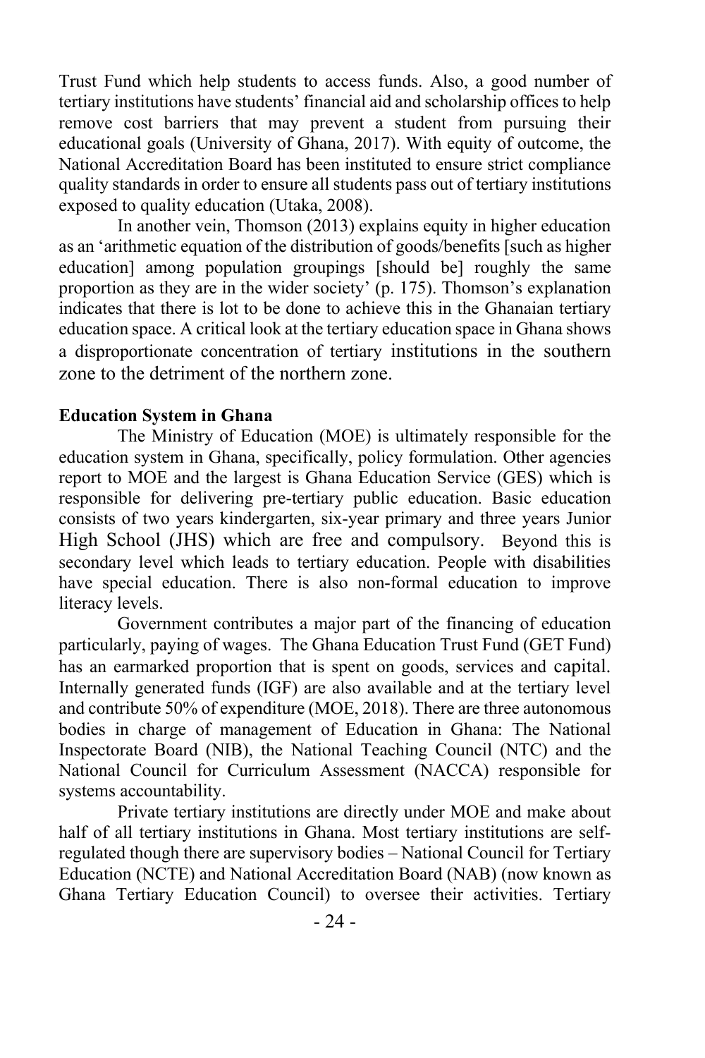Trust Fund which help students to access funds. Also, a good number of tertiary institutions have students' financial aid and scholarship offices to help remove cost barriers that may prevent a student from pursuing their educational goals (University of Ghana, 2017). With equity of outcome, the National Accreditation Board has been instituted to ensure strict compliance quality standards in order to ensure all students pass out of tertiary institutions exposed to quality education (Utaka, 2008).

In another vein, Thomson (2013) explains equity in higher education as an 'arithmetic equation of the distribution of goods/benefits [such as higher education] among population groupings [should be] roughly the same proportion as they are in the wider society' (p. 175). Thomson's explanation indicates that there is lot to be done to achieve this in the Ghanaian tertiary education space. A critical look at the tertiary education space in Ghana shows a disproportionate concentration of tertiary institutions in the southern zone to the detriment of the northern zone.

**Education System in Ghana**

The Ministry of Education (MOE) is ultimately responsible for the education system in Ghana, specifically, policy formulation. Other agencies report to MOE and the largest is Ghana Education Service (GES) which is responsible for delivering pre-tertiary public education. Basic education consists of two years kindergarten, six-year primary and three years Junior High School (JHS) which are free and compulsory. Beyond this is secondary level which leads to tertiary education. People with disabilities have special education. There is also non-formal education to improve literacy levels.

Government contributes a major part of the financing of education particularly, paying of wages. The Ghana Education Trust Fund (GET Fund) has an earmarked proportion that is spent on goods, services and capital. Internally generated funds (IGF) are also available and at the tertiary level and contribute 50% of expenditure (MOE, 2018). There are three autonomous bodies in charge of management of Education in Ghana: The National Inspectorate Board (NIB), the National Teaching Council (NTC) and the National Council for Curriculum Assessment (NACCA) responsible for systems accountability.

Private tertiary institutions are directly under MOE and make about half of all tertiary institutions in Ghana. Most tertiary institutions are self-regulated though there are supervisory bodies – National Council for Tertiary Education (NCTE) and National Accreditation Board (NAB) (now known as Ghana Tertiary Education Council) to oversee their activities. Tertiary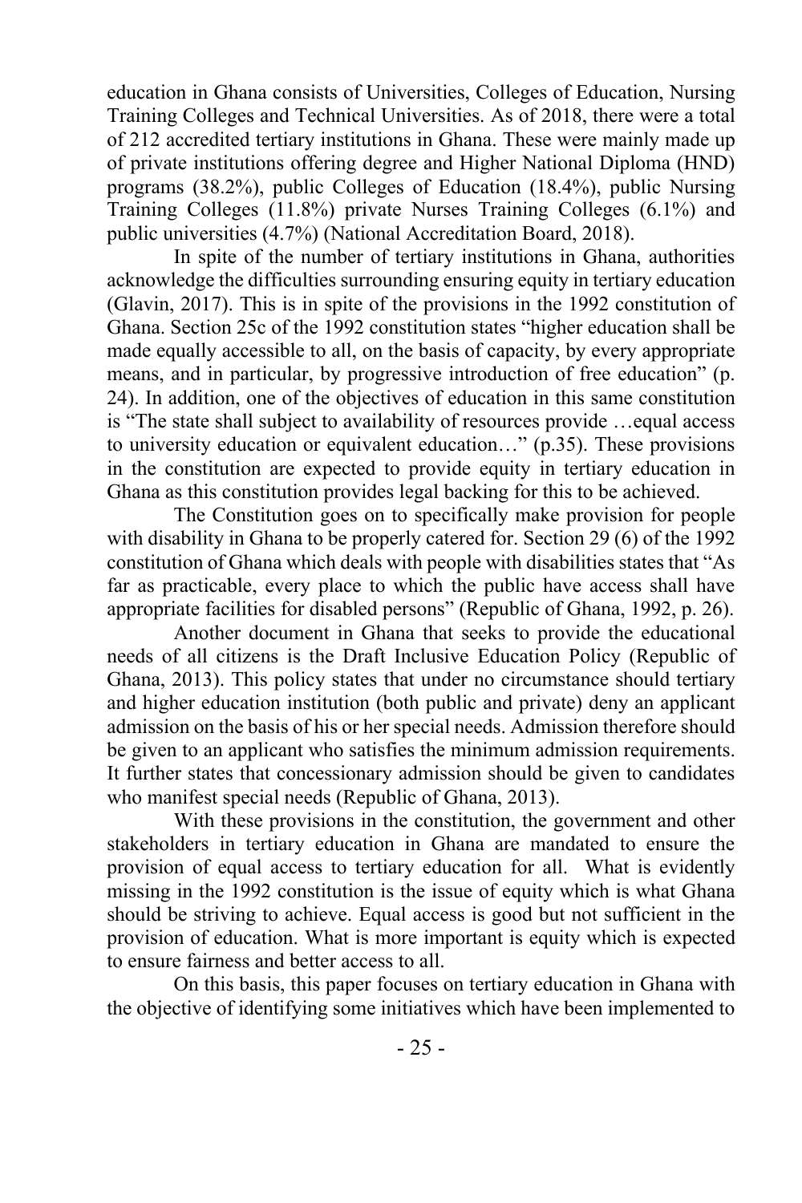education in Ghana consists of Universities, Colleges of Education, Nursing Training Colleges and Technical Universities. As of 2018, there were a total of 212 accredited tertiary institutions in Ghana. These were mainly made up of private institutions offering degree and Higher National Diploma (HND) programs (38.2%), public Colleges of Education (18.4%), public Nursing Training Colleges (11.8%) private Nurses Training Colleges (6.1%) and public universities (4.7%) (National Accreditation Board, 2018).

In spite of the number of tertiary institutions in Ghana, authorities acknowledge the difficulties surrounding ensuring equity in tertiary education (Glavin, 2017). This is in spite of the provisions in the 1992 constitution of Ghana. Section 25c of the 1992 constitution states "higher education shall be made equally accessible to all, on the basis of capacity, by every appropriate means, and in particular, by progressive introduction of free education" (p. 24). In addition, one of the objectives of education in this same constitution is "The state shall subject to availability of resources provide …equal access to university education or equivalent education…" (p.35). These provisions in the constitution are expected to provide equity in tertiary education in Ghana as this constitution provides legal backing for this to be achieved.

The Constitution goes on to specifically make provision for people with disability in Ghana to be properly catered for. Section 29 (6) of the 1992 constitution of Ghana which deals with people with disabilities states that "As far as practicable, every place to which the public have access shall have appropriate facilities for disabled persons" (Republic of Ghana, 1992, p. 26).

Another document in Ghana that seeks to provide the educational needs of all citizens is the Draft Inclusive Education Policy (Republic of Ghana, 2013). This policy states that under no circumstance should tertiary and higher education institution (both public and private) deny an applicant admission on the basis of his or her special needs. Admission therefore should be given to an applicant who satisfies the minimum admission requirements. It further states that concessionary admission should be given to candidates who manifest special needs (Republic of Ghana, 2013).

With these provisions in the constitution, the government and other stakeholders in tertiary education in Ghana are mandated to ensure the provision of equal access to tertiary education for all. What is evidently missing in the 1992 constitution is the issue of equity which is what Ghana should be striving to achieve. Equal access is good but not sufficient in the provision of education. What is more important is equity which is expected to ensure fairness and better access to all.

On this basis, this paper focuses on tertiary education in Ghana with the objective of identifying some initiatives which have been implemented to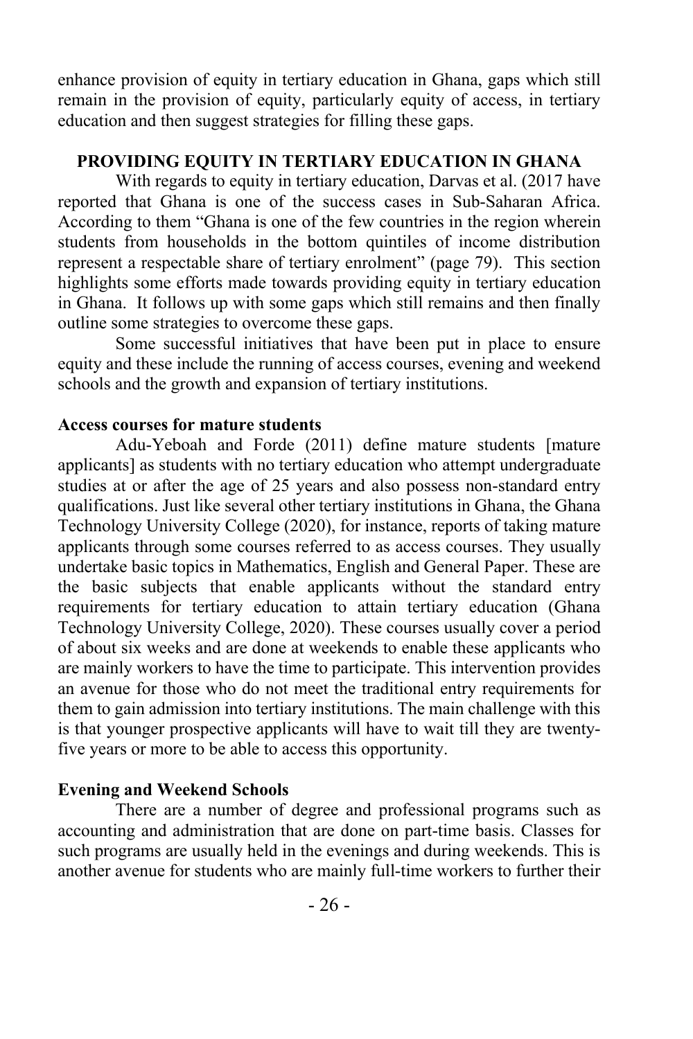enhance provision of equity in tertiary education in Ghana, gaps which still remain in the provision of equity, particularly equity of access, in tertiary education and then suggest strategies for filling these gaps.

## PROVIDING EQUITY IN TERTIARY EDUCATION IN GHANA

With regards to equity in tertiary education, Darvas et al. (2017 have reported that Ghana is one of the success cases in Sub-Saharan Africa. According to them "Ghana is one of the few countries in the region wherein students from households in the bottom quintiles of income distribution represent a respectable share of tertiary enrolment" (page 79). This section highlights some efforts made towards providing equity in tertiary education in Ghana. It follows up with some gaps which still remains and then finally outline some strategies to overcome these gaps.

Some successful initiatives that have been put in place to ensure equity and these include the running of access courses, evening and weekend schools and the growth and expansion of tertiary institutions.

### Access courses for mature students

Adu-Yeboah and Forde (2011) define mature students [mature applicants] as students with no tertiary education who attempt undergraduate studies at or after the age of 25 years and also possess non-standard entry qualifications. Just like several other tertiary institutions in Ghana, the Ghana Technology University College (2020), for instance, reports of taking mature applicants through some courses referred to as access courses. They usually undertake basic topics in Mathematics, English and General Paper. These are the basic subjects that enable applicants without the standard entry requirements for tertiary education to attain tertiary education (Ghana Technology University College, 2020). These courses usually cover a period of about six weeks and are done at weekends to enable these applicants who are mainly workers to have the time to participate. This intervention provides an avenue for those who do not meet the traditional entry requirements for them to gain admission into tertiary institutions. The main challenge with this is that younger prospective applicants will have to wait till they are twenty-five years or more to be able to access this opportunity.

### Evening and Weekend Schools

There are a number of degree and professional programs such as accounting and administration that are done on part-time basis. Classes for such programs are usually held in the evenings and during weekends. This is another avenue for students who are mainly full-time workers to further their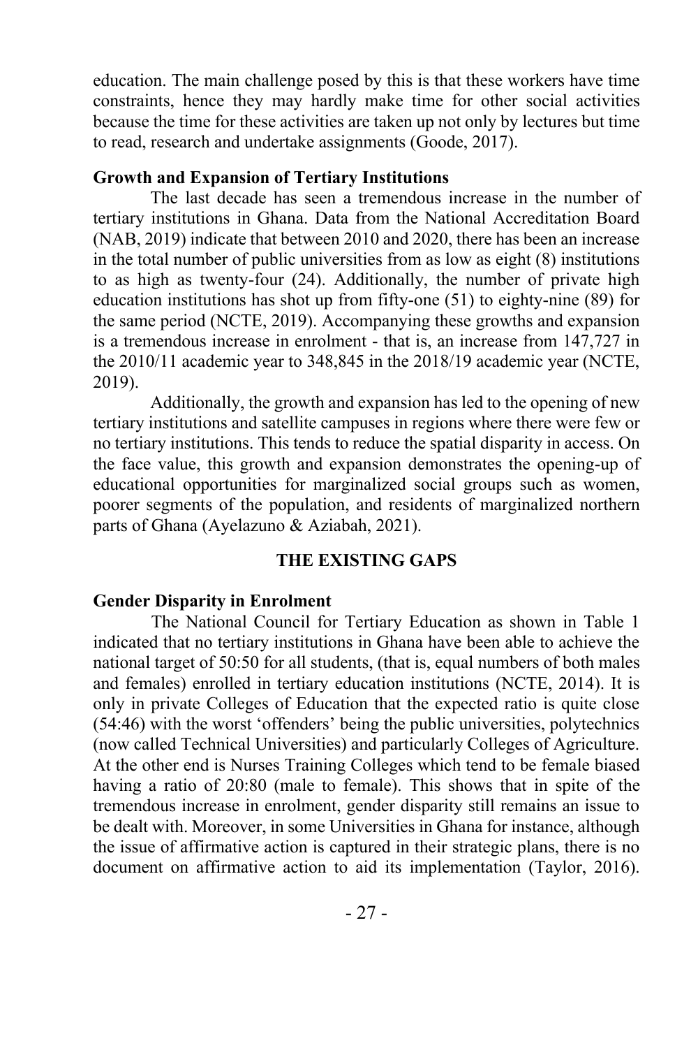education. The main challenge posed by this is that these workers have time constraints, hence they may hardly make time for other social activities because the time for these activities are taken up not only by lectures but time to read, research and undertake assignments (Goode, 2017).

**Growth and Expansion of Tertiary Institutions**

The last decade has seen a tremendous increase in the number of tertiary institutions in Ghana. Data from the National Accreditation Board (NAB, 2019) indicate that between 2010 and 2020, there has been an increase in the total number of public universities from as low as eight (8) institutions to as high as twenty-four (24). Additionally, the number of private high education institutions has shot up from fifty-one (51) to eighty-nine (89) for the same period (NCTE, 2019). Accompanying these growths and expansion is a tremendous increase in enrolment - that is, an increase from 147,727 in the 2010/11 academic year to 348,845 in the 2018/19 academic year (NCTE, 2019).

Additionally, the growth and expansion has led to the opening of new tertiary institutions and satellite campuses in regions where there were few or no tertiary institutions. This tends to reduce the spatial disparity in access. On the face value, this growth and expansion demonstrates the opening-up of educational opportunities for marginalized social groups such as women, poorer segments of the population, and residents of marginalized northern parts of Ghana (Ayelazuno & Aziabah, 2021).

## THE EXISTING GAPS

**Gender Disparity in Enrolment**

The National Council for Tertiary Education as shown in Table 1 indicated that no tertiary institutions in Ghana have been able to achieve the national target of 50:50 for all students, (that is, equal numbers of both males and females) enrolled in tertiary education institutions (NCTE, 2014). It is only in private Colleges of Education that the expected ratio is quite close (54:46) with the worst 'offenders' being the public universities, polytechnics (now called Technical Universities) and particularly Colleges of Agriculture. At the other end is Nurses Training Colleges which tend to be female biased having a ratio of 20:80 (male to female). This shows that in spite of the tremendous increase in enrolment, gender disparity still remains an issue to be dealt with. Moreover, in some Universities in Ghana for instance, although the issue of affirmative action is captured in their strategic plans, there is no document on affirmative action to aid its implementation (Taylor, 2016).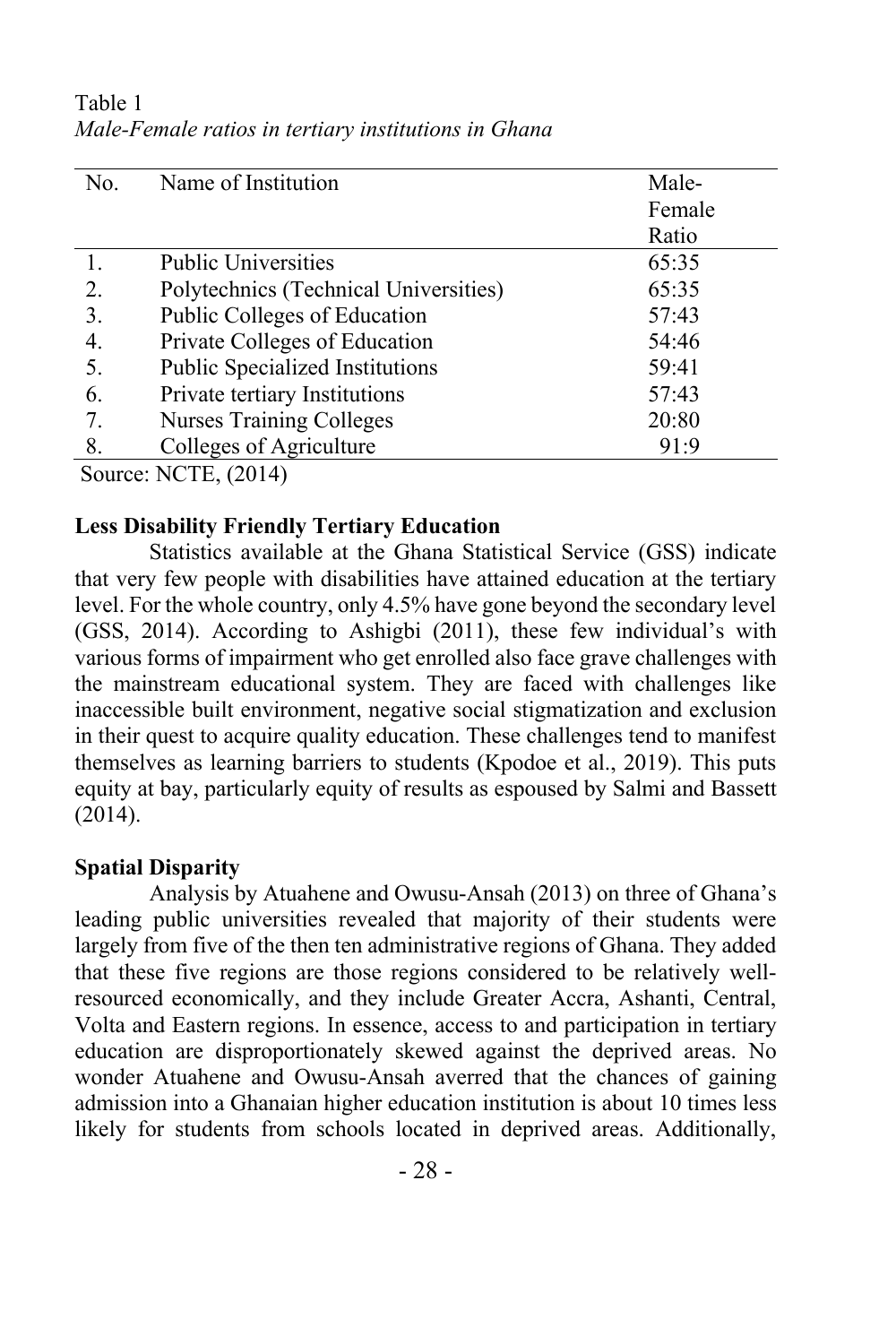Table 1
*Male-Female ratios in tertiary institutions in Ghana*

| No. | Name of Institution | Male-Female Ratio |
|---|---|---|
| 1. | Public Universities | 65:35 |
| 2. | Polytechnics (Technical Universities) | 65:35 |
| 3. | Public Colleges of Education | 57:43 |
| 4. | Private Colleges of Education | 54:46 |
| 5. | Public Specialized Institutions | 59:41 |
| 6. | Private tertiary Institutions | 57:43 |
| 7. | Nurses Training Colleges | 20:80 |
| 8. | Colleges of Agriculture | 91:9 |

Source: NCTE, (2014)

**Less Disability Friendly Tertiary Education**

Statistics available at the Ghana Statistical Service (GSS) indicate that very few people with disabilities have attained education at the tertiary level. For the whole country, only 4.5% have gone beyond the secondary level (GSS, 2014). According to Ashigbi (2011), these few individual's with various forms of impairment who get enrolled also face grave challenges with the mainstream educational system. They are faced with challenges like inaccessible built environment, negative social stigmatization and exclusion in their quest to acquire quality education. These challenges tend to manifest themselves as learning barriers to students (Kpodoe et al., 2019). This puts equity at bay, particularly equity of results as espoused by Salmi and Bassett (2014).

**Spatial Disparity**

Analysis by Atuahene and Owusu-Ansah (2013) on three of Ghana's leading public universities revealed that majority of their students were largely from five of the then ten administrative regions of Ghana. They added that these five regions are those regions considered to be relatively well-resourced economically, and they include Greater Accra, Ashanti, Central, Volta and Eastern regions. In essence, access to and participation in tertiary education are disproportionately skewed against the deprived areas. No wonder Atuahene and Owusu-Ansah averred that the chances of gaining admission into a Ghanaian higher education institution is about 10 times less likely for students from schools located in deprived areas. Additionally,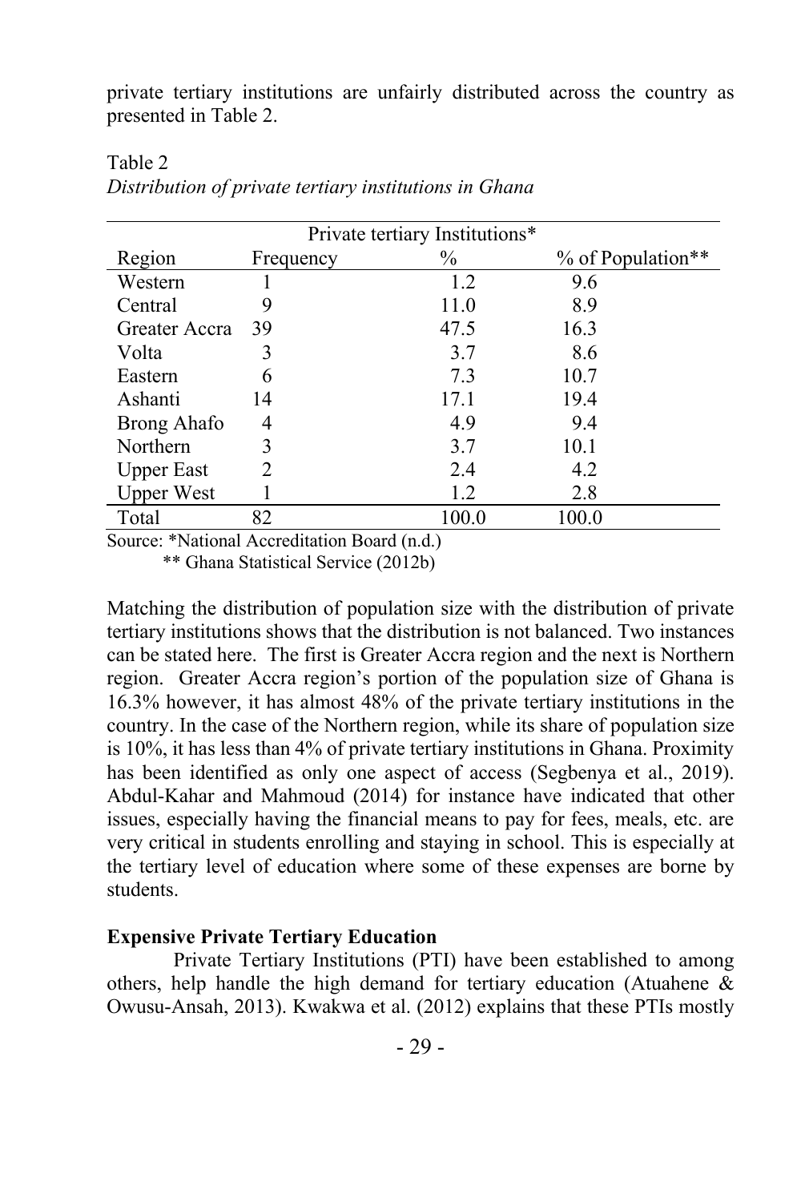private tertiary institutions are unfairly distributed across the country as presented in Table 2.

Table 2
*Distribution of private tertiary institutions in Ghana*

| | Private tertiary Institutions* | | |
|---|---|---|---|
| Region | Frequency | % | % of Population** |
| Western | 1 | 1.2 | 9.6 |
| Central | 9 | 11.0 | 8.9 |
| Greater Accra | 39 | 47.5 | 16.3 |
| Volta | 3 | 3.7 | 8.6 |
| Eastern | 6 | 7.3 | 10.7 |
| Ashanti | 14 | 17.1 | 19.4 |
| Brong Ahafo | 4 | 4.9 | 9.4 |
| Northern | 3 | 3.7 | 10.1 |
| Upper East | 2 | 2.4 | 4.2 |
| Upper West | 1 | 1.2 | 2.8 |
| Total | 82 | 100.0 | 100.0 |

Source: *National Accreditation Board (n.d.)
** Ghana Statistical Service (2012b)

Matching the distribution of population size with the distribution of private tertiary institutions shows that the distribution is not balanced. Two instances can be stated here. The first is Greater Accra region and the next is Northern region. Greater Accra region's portion of the population size of Ghana is 16.3% however, it has almost 48% of the private tertiary institutions in the country. In the case of the Northern region, while its share of population size is 10%, it has less than 4% of private tertiary institutions in Ghana. Proximity has been identified as only one aspect of access (Segbenya et al., 2019). Abdul-Kahar and Mahmoud (2014) for instance have indicated that other issues, especially having the financial means to pay for fees, meals, etc. are very critical in students enrolling and staying in school. This is especially at the tertiary level of education where some of these expenses are borne by students.

**Expensive Private Tertiary Education**

Private Tertiary Institutions (PTI) have been established to among others, help handle the high demand for tertiary education (Atuahene & Owusu-Ansah, 2013). Kwakwa et al. (2012) explains that these PTIs mostly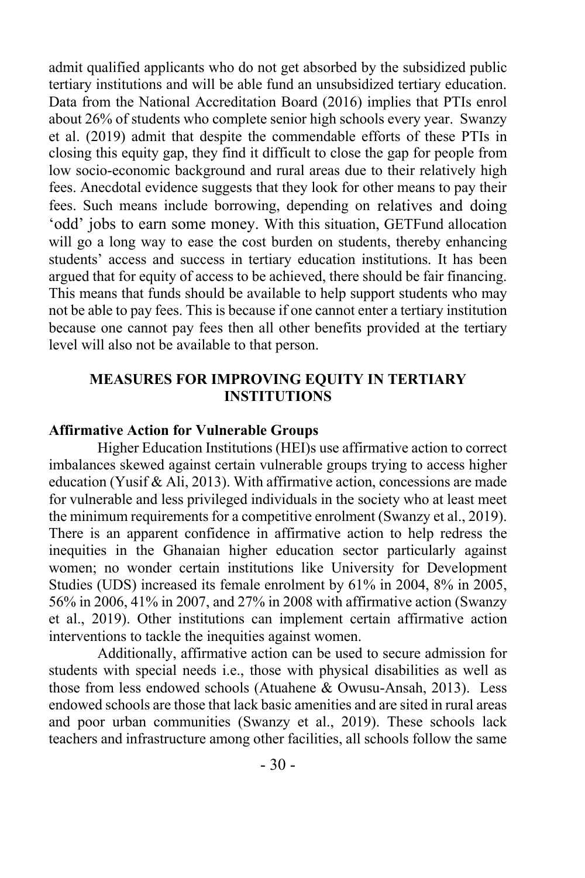admit qualified applicants who do not get absorbed by the subsidized public tertiary institutions and will be able fund an unsubsidized tertiary education. Data from the National Accreditation Board (2016) implies that PTIs enrol about 26% of students who complete senior high schools every year. Swanzy et al. (2019) admit that despite the commendable efforts of these PTIs in closing this equity gap, they find it difficult to close the gap for people from low socio-economic background and rural areas due to their relatively high fees. Anecdotal evidence suggests that they look for other means to pay their fees. Such means include borrowing, depending on relatives and doing 'odd' jobs to earn some money. With this situation, GETFund allocation will go a long way to ease the cost burden on students, thereby enhancing students' access and success in tertiary education institutions. It has been argued that for equity of access to be achieved, there should be fair financing. This means that funds should be available to help support students who may not be able to pay fees. This is because if one cannot enter a tertiary institution because one cannot pay fees then all other benefits provided at the tertiary level will also not be available to that person.

## MEASURES FOR IMPROVING EQUITY IN TERTIARY INSTITUTIONS

### Affirmative Action for Vulnerable Groups

Higher Education Institutions (HEI)s use affirmative action to correct imbalances skewed against certain vulnerable groups trying to access higher education (Yusif & Ali, 2013). With affirmative action, concessions are made for vulnerable and less privileged individuals in the society who at least meet the minimum requirements for a competitive enrolment (Swanzy et al., 2019). There is an apparent confidence in affirmative action to help redress the inequities in the Ghanaian higher education sector particularly against women; no wonder certain institutions like University for Development Studies (UDS) increased its female enrolment by 61% in 2004, 8% in 2005, 56% in 2006, 41% in 2007, and 27% in 2008 with affirmative action (Swanzy et al., 2019). Other institutions can implement certain affirmative action interventions to tackle the inequities against women.

Additionally, affirmative action can be used to secure admission for students with special needs i.e., those with physical disabilities as well as those from less endowed schools (Atuahene & Owusu-Ansah, 2013). Less endowed schools are those that lack basic amenities and are sited in rural areas and poor urban communities (Swanzy et al., 2019). These schools lack teachers and infrastructure among other facilities, all schools follow the same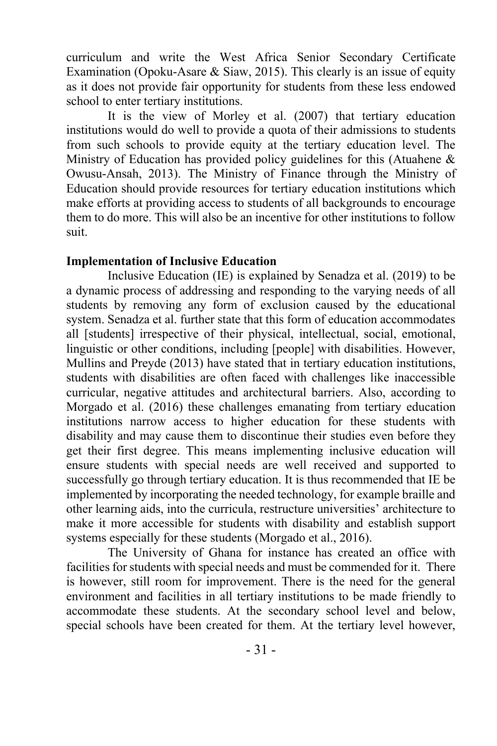curriculum and write the West Africa Senior Secondary Certificate Examination (Opoku-Asare & Siaw, 2015). This clearly is an issue of equity as it does not provide fair opportunity for students from these less endowed school to enter tertiary institutions.

It is the view of Morley et al. (2007) that tertiary education institutions would do well to provide a quota of their admissions to students from such schools to provide equity at the tertiary education level. The Ministry of Education has provided policy guidelines for this (Atuahene & Owusu-Ansah, 2013). The Ministry of Finance through the Ministry of Education should provide resources for tertiary education institutions which make efforts at providing access to students of all backgrounds to encourage them to do more. This will also be an incentive for other institutions to follow suit.

**Implementation of Inclusive Education**

Inclusive Education (IE) is explained by Senadza et al. (2019) to be a dynamic process of addressing and responding to the varying needs of all students by removing any form of exclusion caused by the educational system. Senadza et al. further state that this form of education accommodates all [students] irrespective of their physical, intellectual, social, emotional, linguistic or other conditions, including [people] with disabilities. However, Mullins and Preyde (2013) have stated that in tertiary education institutions, students with disabilities are often faced with challenges like inaccessible curricular, negative attitudes and architectural barriers. Also, according to Morgado et al. (2016) these challenges emanating from tertiary education institutions narrow access to higher education for these students with disability and may cause them to discontinue their studies even before they get their first degree. This means implementing inclusive education will ensure students with special needs are well received and supported to successfully go through tertiary education. It is thus recommended that IE be implemented by incorporating the needed technology, for example braille and other learning aids, into the curricula, restructure universities' architecture to make it more accessible for students with disability and establish support systems especially for these students (Morgado et al., 2016).

The University of Ghana for instance has created an office with facilities for students with special needs and must be commended for it. There is however, still room for improvement. There is the need for the general environment and facilities in all tertiary institutions to be made friendly to accommodate these students. At the secondary school level and below, special schools have been created for them. At the tertiary level however,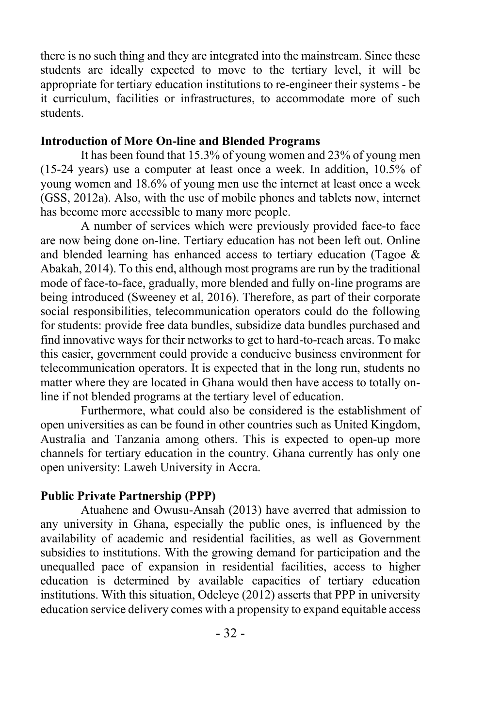there is no such thing and they are integrated into the mainstream. Since these students are ideally expected to move to the tertiary level, it will be appropriate for tertiary education institutions to re-engineer their systems - be it curriculum, facilities or infrastructures, to accommodate more of such students.

**Introduction of More On-line and Blended Programs**

It has been found that 15.3% of young women and 23% of young men (15-24 years) use a computer at least once a week. In addition, 10.5% of young women and 18.6% of young men use the internet at least once a week (GSS, 2012a). Also, with the use of mobile phones and tablets now, internet has become more accessible to many more people.

A number of services which were previously provided face-to face are now being done on-line. Tertiary education has not been left out. Online and blended learning has enhanced access to tertiary education (Tagoe & Abakah, 2014). To this end, although most programs are run by the traditional mode of face-to-face, gradually, more blended and fully on-line programs are being introduced (Sweeney et al, 2016). Therefore, as part of their corporate social responsibilities, telecommunication operators could do the following for students: provide free data bundles, subsidize data bundles purchased and find innovative ways for their networks to get to hard-to-reach areas. To make this easier, government could provide a conducive business environment for telecommunication operators. It is expected that in the long run, students no matter where they are located in Ghana would then have access to totally on-line if not blended programs at the tertiary level of education.

Furthermore, what could also be considered is the establishment of open universities as can be found in other countries such as United Kingdom, Australia and Tanzania among others. This is expected to open-up more channels for tertiary education in the country. Ghana currently has only one open university: Laweh University in Accra.

**Public Private Partnership (PPP)**

Atuahene and Owusu-Ansah (2013) have averred that admission to any university in Ghana, especially the public ones, is influenced by the availability of academic and residential facilities, as well as Government subsidies to institutions. With the growing demand for participation and the unequalled pace of expansion in residential facilities, access to higher education is determined by available capacities of tertiary education institutions. With this situation, Odeleye (2012) asserts that PPP in university education service delivery comes with a propensity to expand equitable access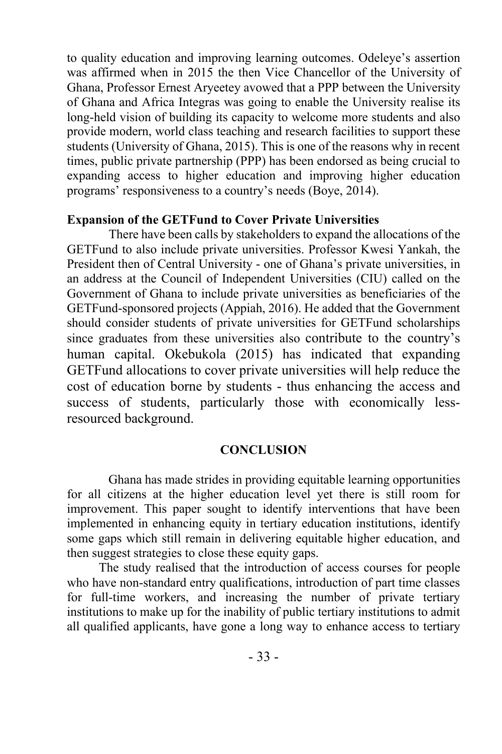to quality education and improving learning outcomes. Odeleye's assertion was affirmed when in 2015 the then Vice Chancellor of the University of Ghana, Professor Ernest Aryeetey avowed that a PPP between the University of Ghana and Africa Integras was going to enable the University realise its long-held vision of building its capacity to welcome more students and also provide modern, world class teaching and research facilities to support these students (University of Ghana, 2015). This is one of the reasons why in recent times, public private partnership (PPP) has been endorsed as being crucial to expanding access to higher education and improving higher education programs' responsiveness to a country's needs (Boye, 2014).

**Expansion of the GETFund to Cover Private Universities**

There have been calls by stakeholders to expand the allocations of the GETFund to also include private universities. Professor Kwesi Yankah, the President then of Central University - one of Ghana's private universities, in an address at the Council of Independent Universities (CIU) called on the Government of Ghana to include private universities as beneficiaries of the GETFund-sponsored projects (Appiah, 2016). He added that the Government should consider students of private universities for GETFund scholarships since graduates from these universities also contribute to the country's human capital. Okebukola (2015) has indicated that expanding GETFund allocations to cover private universities will help reduce the cost of education borne by students - thus enhancing the access and success of students, particularly those with economically less-resourced background.

## CONCLUSION

Ghana has made strides in providing equitable learning opportunities for all citizens at the higher education level yet there is still room for improvement. This paper sought to identify interventions that have been implemented in enhancing equity in tertiary education institutions, identify some gaps which still remain in delivering equitable higher education, and then suggest strategies to close these equity gaps.

The study realised that the introduction of access courses for people who have non-standard entry qualifications, introduction of part time classes for full-time workers, and increasing the number of private tertiary institutions to make up for the inability of public tertiary institutions to admit all qualified applicants, have gone a long way to enhance access to tertiary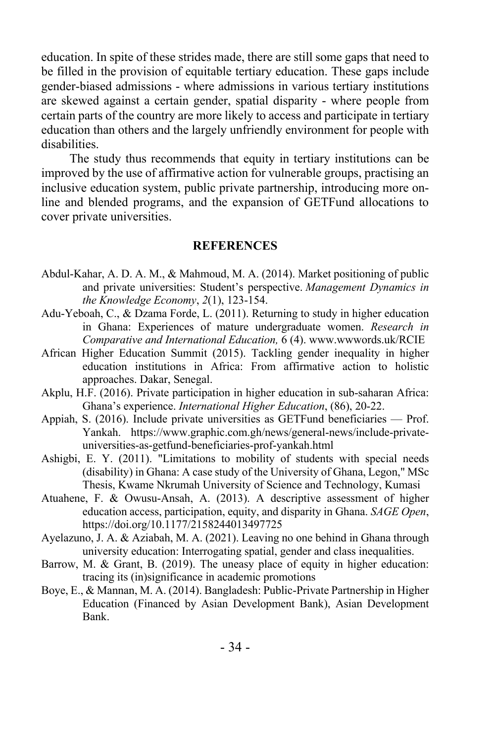education. In spite of these strides made, there are still some gaps that need to be filled in the provision of equitable tertiary education. These gaps include gender-biased admissions - where admissions in various tertiary institutions are skewed against a certain gender, spatial disparity - where people from certain parts of the country are more likely to access and participate in tertiary education than others and the largely unfriendly environment for people with disabilities.

The study thus recommends that equity in tertiary institutions can be improved by the use of affirmative action for vulnerable groups, practising an inclusive education system, public private partnership, introducing more on-line and blended programs, and the expansion of GETFund allocations to cover private universities.

## REFERENCES

Abdul-Kahar, A. D. A. M., & Mahmoud, M. A. (2014). Market positioning of public and private universities: Student's perspective. *Management Dynamics in the Knowledge Economy*, *2*(1), 123-154.

Adu-Yeboah, C., & Dzama Forde, L. (2011). Returning to study in higher education in Ghana: Experiences of mature undergraduate women. *Research in Comparative and International Education,* 6 (4). www.wwwords.uk/RCIE

African Higher Education Summit (2015). Tackling gender inequality in higher education institutions in Africa: From affirmative action to holistic approaches. Dakar, Senegal.

Akplu, H.F. (2016). Private participation in higher education in sub-saharan Africa: Ghana's experience. *International Higher Education*, (86), 20-22.

Appiah, S. (2016). Include private universities as GETFund beneficiaries — Prof. Yankah. https://www.graphic.com.gh/news/general-news/include-private-universities-as-getfund-beneficiaries-prof-yankah.html

Ashigbi, E. Y. (2011). "Limitations to mobility of students with special needs (disability) in Ghana: A case study of the University of Ghana, Legon," MSc Thesis, Kwame Nkrumah University of Science and Technology, Kumasi

Atuahene, F. & Owusu-Ansah, A. (2013). A descriptive assessment of higher education access, participation, equity, and disparity in Ghana. *SAGE Open*, https://doi.org/10.1177/2158244013497725

Ayelazuno, J. A. & Aziabah, M. A. (2021). Leaving no one behind in Ghana through university education: Interrogating spatial, gender and class inequalities.

Barrow, M. & Grant, B. (2019). The uneasy place of equity in higher education: tracing its (in)significance in academic promotions

Boye, E., & Mannan, M. A. (2014). Bangladesh: Public-Private Partnership in Higher Education (Financed by Asian Development Bank), Asian Development Bank.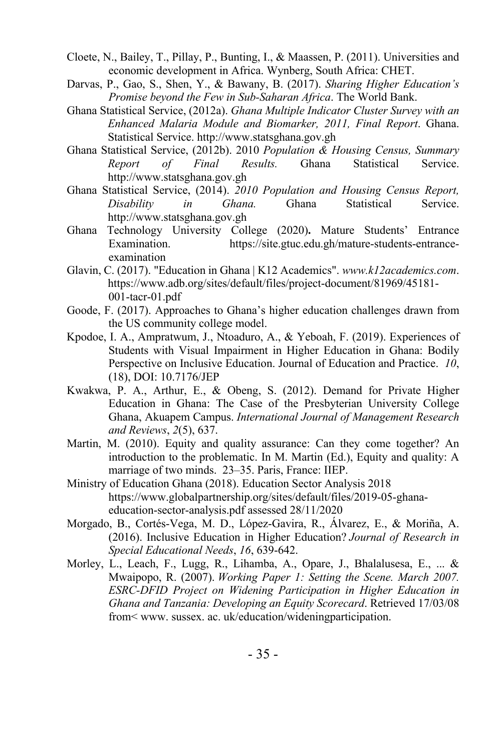Cloete, N., Bailey, T., Pillay, P., Bunting, I., & Maassen, P. (2011). Universities and economic development in Africa. Wynberg, South Africa: CHET.

Darvas, P., Gao, S., Shen, Y., & Bawany, B. (2017). *Sharing Higher Education's Promise beyond the Few in Sub-Saharan Africa*. The World Bank.

Ghana Statistical Service, (2012a). *Ghana Multiple Indicator Cluster Survey with an Enhanced Malaria Module and Biomarker, 2011, Final Report*. Ghana. Statistical Service. http://www.statsghana.gov.gh

Ghana Statistical Service, (2012b). 2010 *Population & Housing Census, Summary Report of Final Results.* Ghana Statistical Service. http://www.statsghana.gov.gh

Ghana Statistical Service, (2014). *2010 Population and Housing Census Report, Disability in Ghana.* Ghana Statistical Service. http://www.statsghana.gov.gh

Ghana Technology University College (2020)**.** Mature Students' Entrance Examination. https://site.gtuc.edu.gh/mature-students-entrance-examination

Glavin, C. (2017). "Education in Ghana | K12 Academics". *www.k12academics.com*. https://www.adb.org/sites/default/files/project-document/81969/45181-001-tacr-01.pdf

Goode, F. (2017). Approaches to Ghana's higher education challenges drawn from the US community college model.

Kpodoe, I. A., Ampratwum, J., Ntoaduro, A., & Yeboah, F. (2019). Experiences of Students with Visual Impairment in Higher Education in Ghana: Bodily Perspective on Inclusive Education. Journal of Education and Practice. *10*, (18), DOI: 10.7176/JEP

Kwakwa, P. A., Arthur, E., & Obeng, S. (2012). Demand for Private Higher Education in Ghana: The Case of the Presbyterian University College Ghana, Akuapem Campus. *International Journal of Management Research and Reviews*, *2*(5), 637.

Martin, M. (2010). Equity and quality assurance: Can they come together? An introduction to the problematic. In M. Martin (Ed.), Equity and quality: A marriage of two minds. 23–35. Paris, France: IIEP.

Ministry of Education Ghana (2018). Education Sector Analysis 2018 https://www.globalpartnership.org/sites/default/files/2019-05-ghana-education-sector-analysis.pdf assessed 28/11/2020

Morgado, B., Cortés-Vega, M. D., López-Gavira, R., Álvarez, E., & Moriña, A. (2016). Inclusive Education in Higher Education? *Journal of Research in Special Educational Needs*, *16*, 639-642.

Morley, L., Leach, F., Lugg, R., Lihamba, A., Opare, J., Bhalalusesa, E., ... & Mwaipopo, R. (2007). *Working Paper 1: Setting the Scene. March 2007. ESRC-DFID Project on Widening Participation in Higher Education in Ghana and Tanzania: Developing an Equity Scorecard*. Retrieved 17/03/08 from< www. sussex. ac. uk/education/wideningparticipation.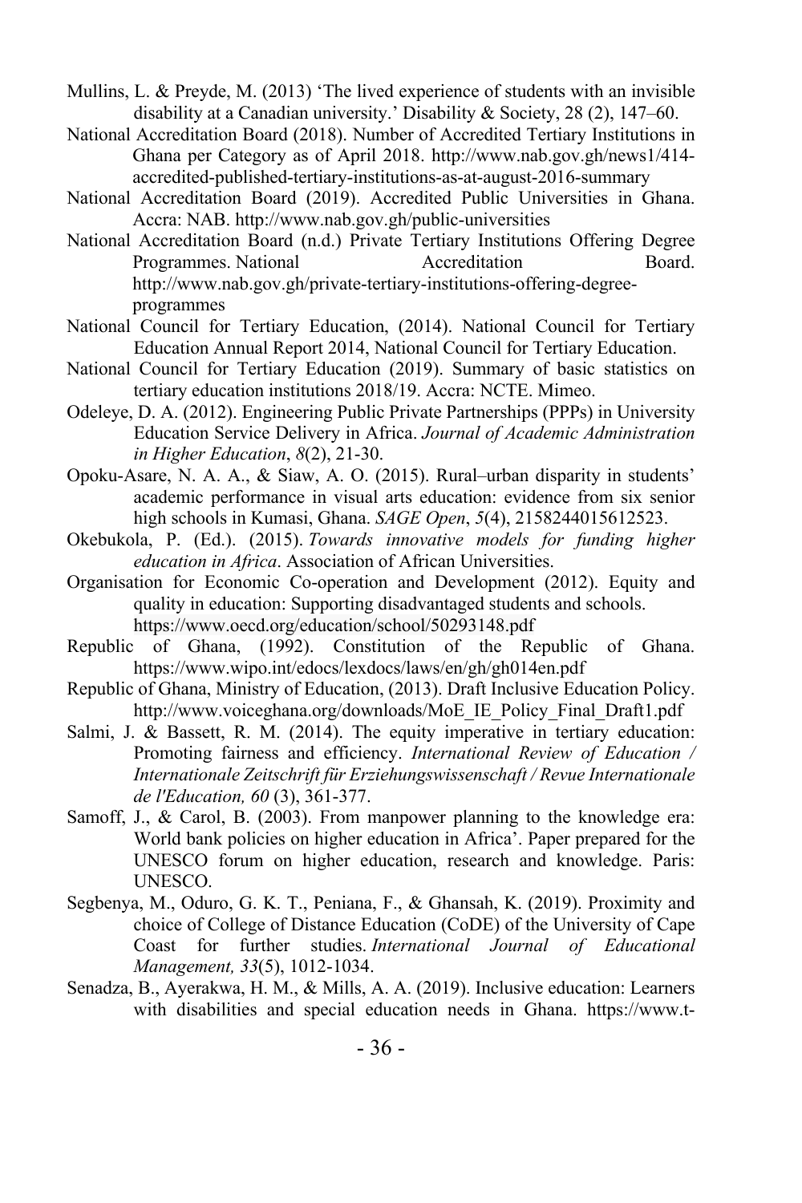Mullins, L. & Preyde, M. (2013) 'The lived experience of students with an invisible disability at a Canadian university.' Disability & Society, 28 (2), 147–60.

National Accreditation Board (2018). Number of Accredited Tertiary Institutions in Ghana per Category as of April 2018. http://www.nab.gov.gh/news1/414-accredited-published-tertiary-institutions-as-at-august-2016-summary

National Accreditation Board (2019). Accredited Public Universities in Ghana. Accra: NAB. http://www.nab.gov.gh/public-universities

National Accreditation Board (n.d.) Private Tertiary Institutions Offering Degree Programmes. National Accreditation Board. http://www.nab.gov.gh/private-tertiary-institutions-offering-degree-programmes

National Council for Tertiary Education, (2014). National Council for Tertiary Education Annual Report 2014, National Council for Tertiary Education.

National Council for Tertiary Education (2019). Summary of basic statistics on tertiary education institutions 2018/19. Accra: NCTE. Mimeo.

Odeleye, D. A. (2012). Engineering Public Private Partnerships (PPPs) in University Education Service Delivery in Africa. *Journal of Academic Administration in Higher Education*, *8*(2), 21-30.

Opoku-Asare, N. A. A., & Siaw, A. O. (2015). Rural–urban disparity in students' academic performance in visual arts education: evidence from six senior high schools in Kumasi, Ghana. *SAGE Open*, *5*(4), 2158244015612523.

Okebukola, P. (Ed.). (2015). *Towards innovative models for funding higher education in Africa*. Association of African Universities.

Organisation for Economic Co-operation and Development (2012). Equity and quality in education: Supporting disadvantaged students and schools. https://www.oecd.org/education/school/50293148.pdf

Republic of Ghana, (1992). Constitution of the Republic of Ghana. https://www.wipo.int/edocs/lexdocs/laws/en/gh/gh014en.pdf

Republic of Ghana, Ministry of Education, (2013). Draft Inclusive Education Policy. http://www.voiceghana.org/downloads/MoE_IE_Policy_Final_Draft1.pdf

Salmi, J. & Bassett, R. M. (2014). The equity imperative in tertiary education: Promoting fairness and efficiency. *International Review of Education / Internationale Zeitschrift für Erziehungswissenschaft / Revue Internationale de l'Education, 60* (3), 361-377.

Samoff, J., & Carol, B. (2003). From manpower planning to the knowledge era: World bank policies on higher education in Africa'. Paper prepared for the UNESCO forum on higher education, research and knowledge. Paris: UNESCO.

Segbenya, M., Oduro, G. K. T., Peniana, F., & Ghansah, K. (2019). Proximity and choice of College of Distance Education (CoDE) of the University of Cape Coast for further studies. *International Journal of Educational Management, 33*(5), 1012-1034.

Senadza, B., Ayerakwa, H. M., & Mills, A. A. (2019). Inclusive education: Learners with disabilities and special education needs in Ghana. https://www.t-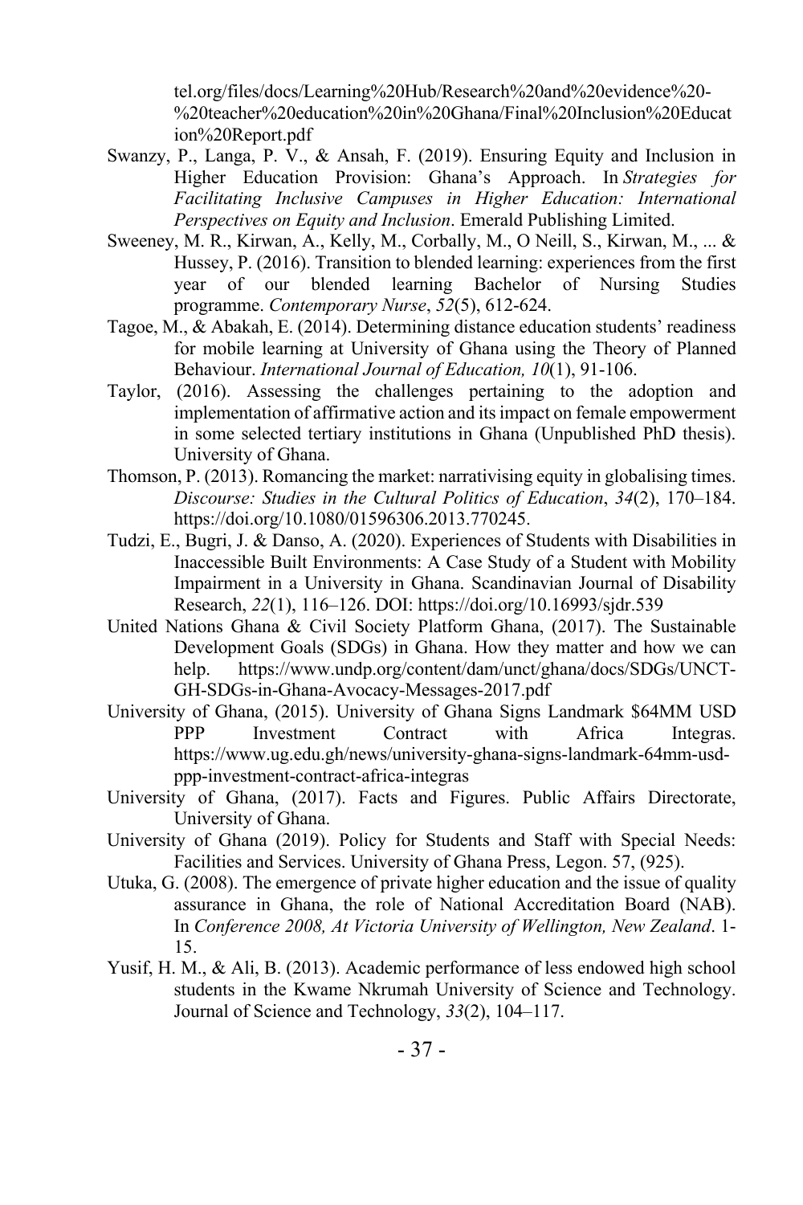tel.org/files/docs/Learning%20Hub/Research%20and%20evidence%20-%20teacher%20education%20in%20Ghana/Final%20Inclusion%20Education%20Report.pdf

Swanzy, P., Langa, P. V., & Ansah, F. (2019). Ensuring Equity and Inclusion in Higher Education Provision: Ghana's Approach. In *Strategies for Facilitating Inclusive Campuses in Higher Education: International Perspectives on Equity and Inclusion*. Emerald Publishing Limited.

Sweeney, M. R., Kirwan, A., Kelly, M., Corbally, M., O Neill, S., Kirwan, M., ... & Hussey, P. (2016). Transition to blended learning: experiences from the first year of our blended learning Bachelor of Nursing Studies programme. *Contemporary Nurse*, *52*(5), 612-624.

Tagoe, M., & Abakah, E. (2014). Determining distance education students' readiness for mobile learning at University of Ghana using the Theory of Planned Behaviour. *International Journal of Education, 10*(1), 91-106.

Taylor, (2016). Assessing the challenges pertaining to the adoption and implementation of affirmative action and its impact on female empowerment in some selected tertiary institutions in Ghana (Unpublished PhD thesis). University of Ghana.

Thomson, P. (2013). Romancing the market: narrativising equity in globalising times. *Discourse: Studies in the Cultural Politics of Education*, *34*(2), 170–184. https://doi.org/10.1080/01596306.2013.770245.

Tudzi, E., Bugri, J. & Danso, A. (2020). Experiences of Students with Disabilities in Inaccessible Built Environments: A Case Study of a Student with Mobility Impairment in a University in Ghana. Scandinavian Journal of Disability Research, *22*(1), 116–126. DOI: https://doi.org/10.16993/sjdr.539

United Nations Ghana & Civil Society Platform Ghana, (2017). The Sustainable Development Goals (SDGs) in Ghana. How they matter and how we can help. https://www.undp.org/content/dam/unct/ghana/docs/SDGs/UNCT-GH-SDGs-in-Ghana-Avocacy-Messages-2017.pdf

University of Ghana, (2015). University of Ghana Signs Landmark $64MM USD PPP Investment Contract with Africa Integras. https://www.ug.edu.gh/news/university-ghana-signs-landmark-64mm-usd-ppp-investment-contract-africa-integras

University of Ghana, (2017). Facts and Figures. Public Affairs Directorate, University of Ghana.

University of Ghana (2019). Policy for Students and Staff with Special Needs: Facilities and Services. University of Ghana Press, Legon. 57, (925).

Utuka, G. (2008). The emergence of private higher education and the issue of quality assurance in Ghana, the role of National Accreditation Board (NAB). In *Conference 2008, At Victoria University of Wellington, New Zealand*. 1-15.

Yusif, H. M., & Ali, B. (2013). Academic performance of less endowed high school students in the Kwame Nkrumah University of Science and Technology. Journal of Science and Technology, *33*(2), 104–117.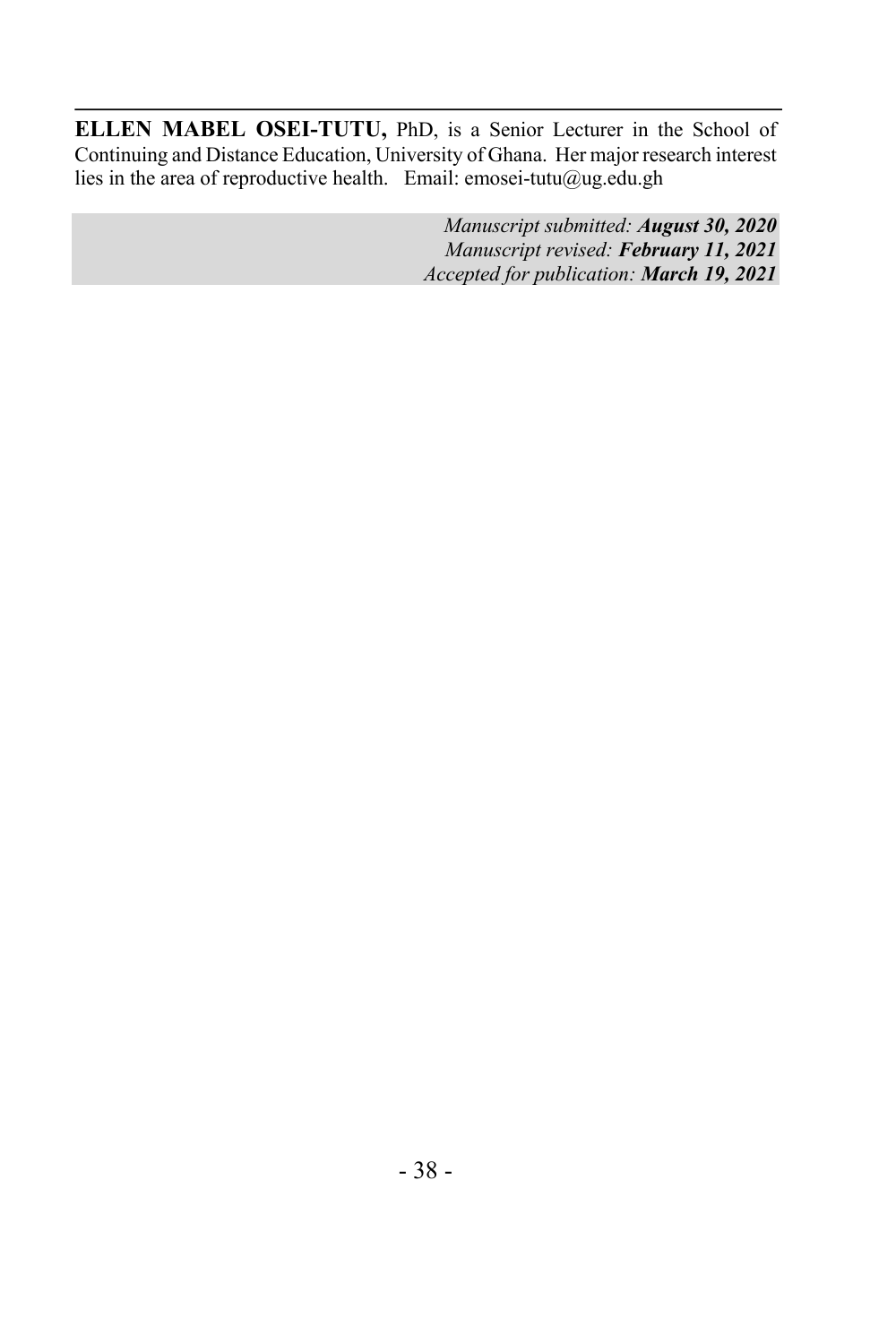**ELLEN MABEL OSEI-TUTU,** PhD, is a Senior Lecturer in the School of Continuing and Distance Education, University of Ghana. Her major research interest lies in the area of reproductive health. Email: emosei-tutu@ug.edu.gh

*Manuscript submitted:* ***August 30, 2020***
*Manuscript revised:* ***February 11, 2021***
*Accepted for publication:* ***March 19, 2021***